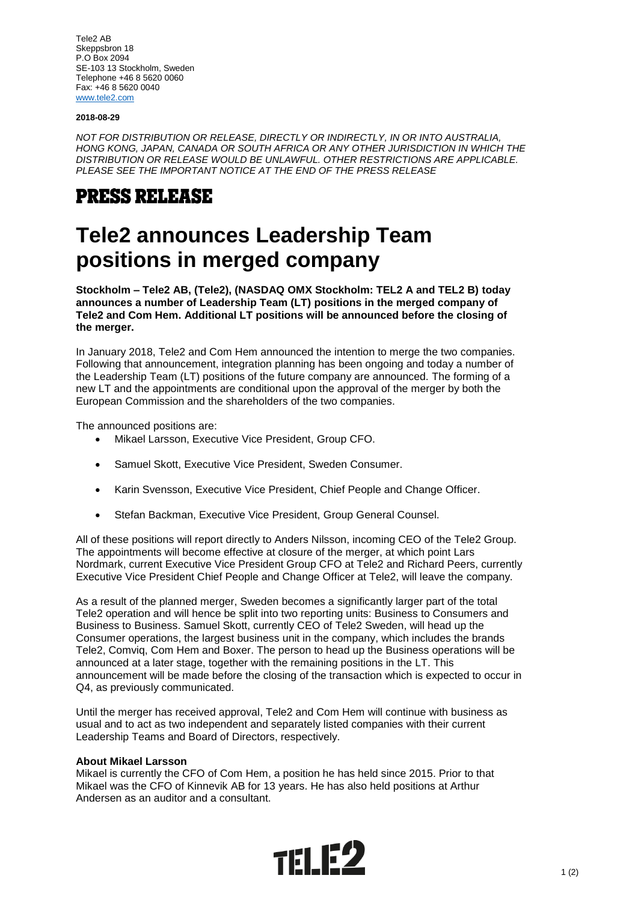Tele2 AB
Skeppsbron 18
P.O Box 2094
SE-103 13 Stockholm, Sweden
Telephone +46 8 5620 0060
Fax: +46 8 5620 0040
[www.tele2.com](http://www.tele2.com)

**2018-08-29**

*NOT FOR DISTRIBUTION OR RELEASE, DIRECTLY OR INDIRECTLY, IN OR INTO AUSTRALIA, HONG KONG, JAPAN, CANADA OR SOUTH AFRICA OR ANY OTHER JURISDICTION IN WHICH THE DISTRIBUTION OR RELEASE WOULD BE UNLAWFUL. OTHER RESTRICTIONS ARE APPLICABLE. PLEASE SEE THE IMPORTANT NOTICE AT THE END OF THE PRESS RELEASE*

## PRESS RELEASE

# Tele2 announces Leadership Team positions in merged company

**Stockholm – Tele2 AB, (Tele2), (NASDAQ OMX Stockholm: TEL2 A and TEL2 B) today announces a number of Leadership Team (LT) positions in the merged company of Tele2 and Com Hem. Additional LT positions will be announced before the closing of the merger.**

In January 2018, Tele2 and Com Hem announced the intention to merge the two companies. Following that announcement, integration planning has been ongoing and today a number of the Leadership Team (LT) positions of the future company are announced. The forming of a new LT and the appointments are conditional upon the approval of the merger by both the European Commission and the shareholders of the two companies.

The announced positions are:

- Mikael Larsson, Executive Vice President, Group CFO.
- Samuel Skott, Executive Vice President, Sweden Consumer.
- Karin Svensson, Executive Vice President, Chief People and Change Officer.
- Stefan Backman, Executive Vice President, Group General Counsel.

All of these positions will report directly to Anders Nilsson, incoming CEO of the Tele2 Group. The appointments will become effective at closure of the merger, at which point Lars Nordmark, current Executive Vice President Group CFO at Tele2 and Richard Peers, currently Executive Vice President Chief People and Change Officer at Tele2, will leave the company.

As a result of the planned merger, Sweden becomes a significantly larger part of the total Tele2 operation and will hence be split into two reporting units: Business to Consumers and Business to Business. Samuel Skott, currently CEO of Tele2 Sweden, will head up the Consumer operations, the largest business unit in the company, which includes the brands Tele2, Comviq, Com Hem and Boxer. The person to head up the Business operations will be announced at a later stage, together with the remaining positions in the LT. This announcement will be made before the closing of the transaction which is expected to occur in Q4, as previously communicated.

Until the merger has received approval, Tele2 and Com Hem will continue with business as usual and to act as two independent and separately listed companies with their current Leadership Teams and Board of Directors, respectively.

**About Mikael Larsson**
Mikael is currently the CFO of Com Hem, a position he has held since 2015. Prior to that Mikael was the CFO of Kinnevik AB for 13 years. He has also held positions at Arthur Andersen as an auditor and a consultant.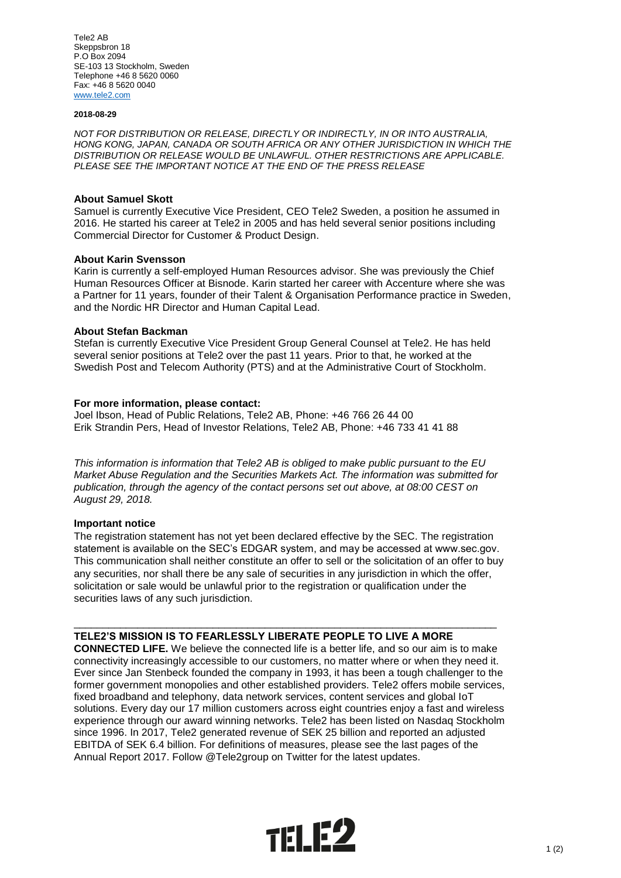Tele2 AB
Skeppsbron 18
P.O Box 2094
SE-103 13 Stockholm, Sweden
Telephone +46 8 5620 0060
Fax: +46 8 5620 0040
www.tele2.com

**2018-08-29**

*NOT FOR DISTRIBUTION OR RELEASE, DIRECTLY OR INDIRECTLY, IN OR INTO AUSTRALIA, HONG KONG, JAPAN, CANADA OR SOUTH AFRICA OR ANY OTHER JURISDICTION IN WHICH THE DISTRIBUTION OR RELEASE WOULD BE UNLAWFUL. OTHER RESTRICTIONS ARE APPLICABLE. PLEASE SEE THE IMPORTANT NOTICE AT THE END OF THE PRESS RELEASE*

**About Samuel Skott**

Samuel is currently Executive Vice President, CEO Tele2 Sweden, a position he assumed in 2016. He started his career at Tele2 in 2005 and has held several senior positions including Commercial Director for Customer & Product Design.

**About Karin Svensson**

Karin is currently a self-employed Human Resources advisor. She was previously the Chief Human Resources Officer at Bisnode. Karin started her career with Accenture where she was a Partner for 11 years, founder of their Talent & Organisation Performance practice in Sweden, and the Nordic HR Director and Human Capital Lead.

**About Stefan Backman**

Stefan is currently Executive Vice President Group General Counsel at Tele2. He has held several senior positions at Tele2 over the past 11 years. Prior to that, he worked at the Swedish Post and Telecom Authority (PTS) and at the Administrative Court of Stockholm.

**For more information, please contact:**

Joel Ibson, Head of Public Relations, Tele2 AB, Phone: +46 766 26 44 00
Erik Strandin Pers, Head of Investor Relations, Tele2 AB, Phone: +46 733 41 41 88

*This information is information that Tele2 AB is obliged to make public pursuant to the EU Market Abuse Regulation and the Securities Markets Act. The information was submitted for publication, through the agency of the contact persons set out above, at 08:00 CEST on August 29, 2018.*

**Important notice**

The registration statement has not yet been declared effective by the SEC. The registration statement is available on the SEC's EDGAR system, and may be accessed at www.sec.gov. This communication shall neither constitute an offer to sell or the solicitation of an offer to buy any securities, nor shall there be any sale of securities in any jurisdiction in which the offer, solicitation or sale would be unlawful prior to the registration or qualification under the securities laws of any such jurisdiction.

---

**TELE2'S MISSION IS TO FEARLESSLY LIBERATE PEOPLE TO LIVE A MORE CONNECTED LIFE.** We believe the connected life is a better life, and so our aim is to make connectivity increasingly accessible to our customers, no matter where or when they need it. Ever since Jan Stenbeck founded the company in 1993, it has been a tough challenger to the former government monopolies and other established providers. Tele2 offers mobile services, fixed broadband and telephony, data network services, content services and global IoT solutions. Every day our 17 million customers across eight countries enjoy a fast and wireless experience through our award winning networks. Tele2 has been listed on Nasdaq Stockholm since 1996. In 2017, Tele2 generated revenue of SEK 25 billion and reported an adjusted EBITDA of SEK 6.4 billion. For definitions of measures, please see the last pages of the Annual Report 2017. Follow @Tele2group on Twitter for the latest updates.